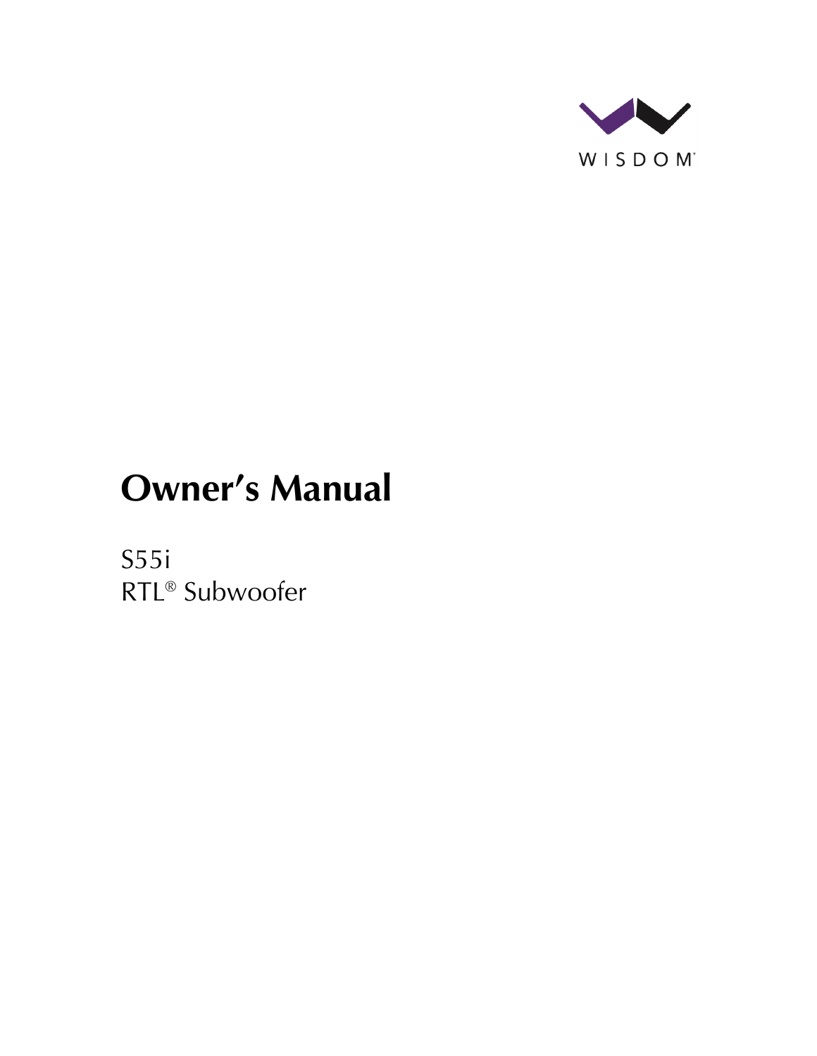WISDOM®

# Owner's Manual

S55i
RTL® Subwoofer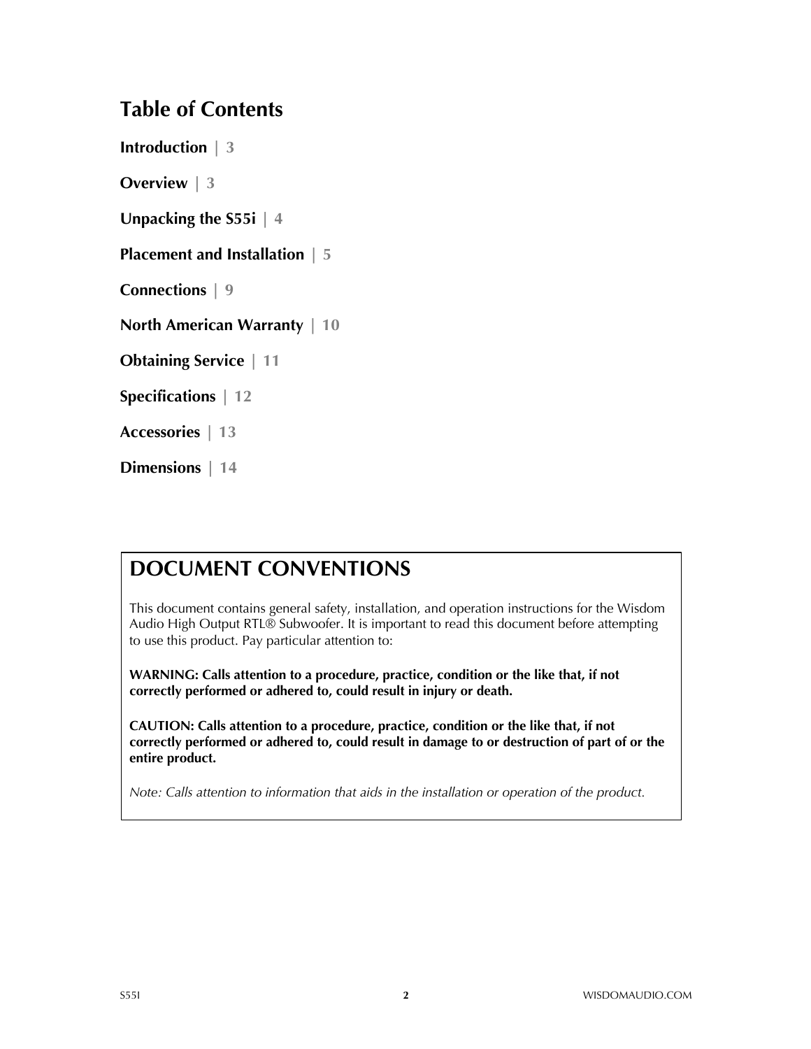# Table of Contents

**Introduction** | 3

**Overview** | 3

**Unpacking the S55i** | 4

**Placement and Installation** | 5

**Connections** | 9

**North American Warranty** | 10

**Obtaining Service** | 11

**Specifications** | 12

**Accessories** | 13

**Dimensions** | 14

## DOCUMENT CONVENTIONS

This document contains general safety, installation, and operation instructions for the Wisdom Audio High Output RTL® Subwoofer. It is important to read this document before attempting to use this product. Pay particular attention to:

**WARNING: Calls attention to a procedure, practice, condition or the like that, if not correctly performed or adhered to, could result in injury or death.**

**CAUTION: Calls attention to a procedure, practice, condition or the like that, if not correctly performed or adhered to, could result in damage to or destruction of part of or the entire product.**

*Note: Calls attention to information that aids in the installation or operation of the product.*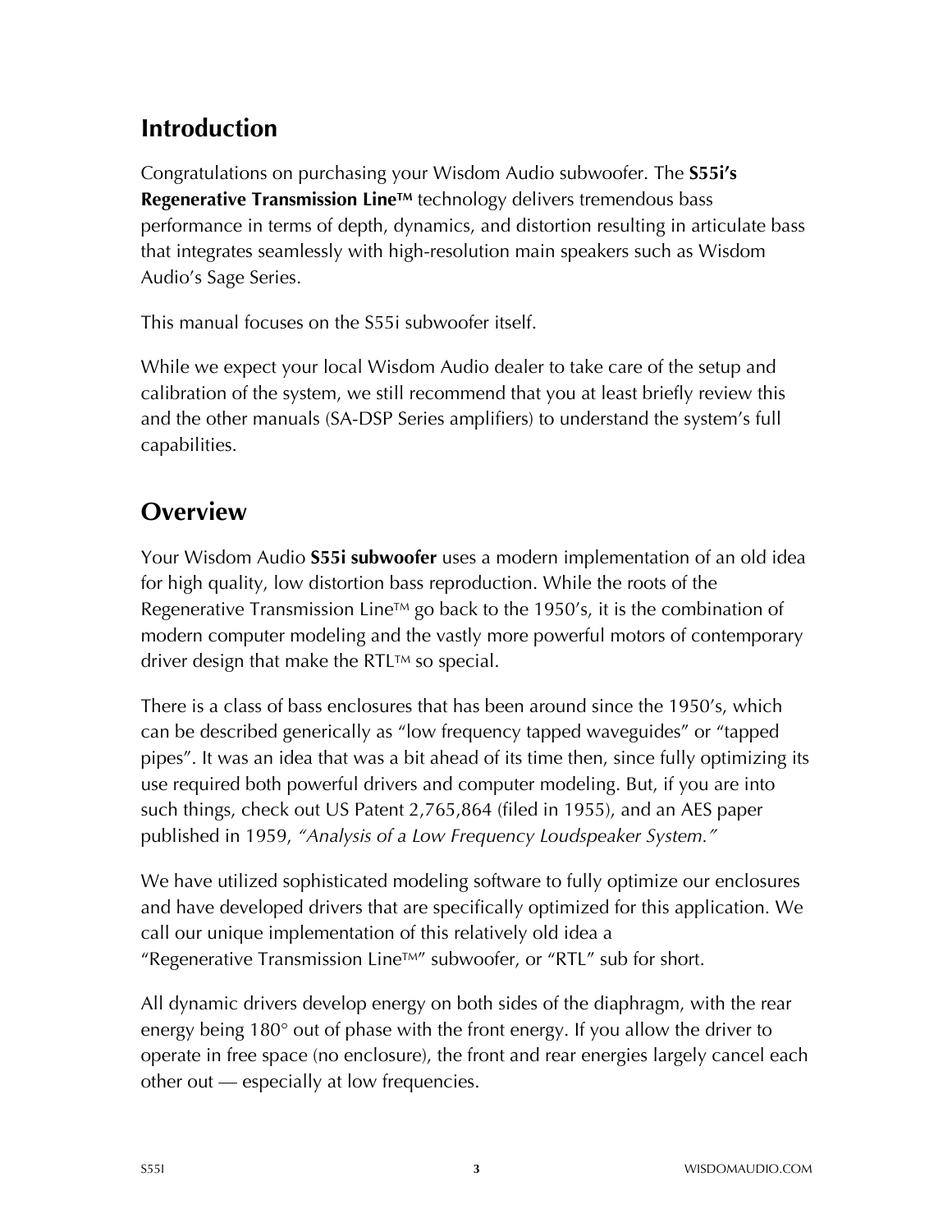## Introduction

Congratulations on purchasing your Wisdom Audio subwoofer. The **S55i's Regenerative Transmission Line™** technology delivers tremendous bass performance in terms of depth, dynamics, and distortion resulting in articulate bass that integrates seamlessly with high-resolution main speakers such as Wisdom Audio's Sage Series.

This manual focuses on the S55i subwoofer itself.

While we expect your local Wisdom Audio dealer to take care of the setup and calibration of the system, we still recommend that you at least briefly review this and the other manuals (SA-DSP Series amplifiers) to understand the system's full capabilities.

## Overview

Your Wisdom Audio **S55i subwoofer** uses a modern implementation of an old idea for high quality, low distortion bass reproduction. While the roots of the Regenerative Transmission Line™ go back to the 1950's, it is the combination of modern computer modeling and the vastly more powerful motors of contemporary driver design that make the RTL™ so special.

There is a class of bass enclosures that has been around since the 1950's, which can be described generically as "low frequency tapped waveguides" or "tapped pipes". It was an idea that was a bit ahead of its time then, since fully optimizing its use required both powerful drivers and computer modeling. But, if you are into such things, check out US Patent 2,765,864 (filed in 1955), and an AES paper published in 1959, *"Analysis of a Low Frequency Loudspeaker System."*

We have utilized sophisticated modeling software to fully optimize our enclosures and have developed drivers that are specifically optimized for this application. We call our unique implementation of this relatively old idea a "Regenerative Transmission Line™" subwoofer, or "RTL" sub for short.

All dynamic drivers develop energy on both sides of the diaphragm, with the rear energy being 180° out of phase with the front energy. If you allow the driver to operate in free space (no enclosure), the front and rear energies largely cancel each other out — especially at low frequencies.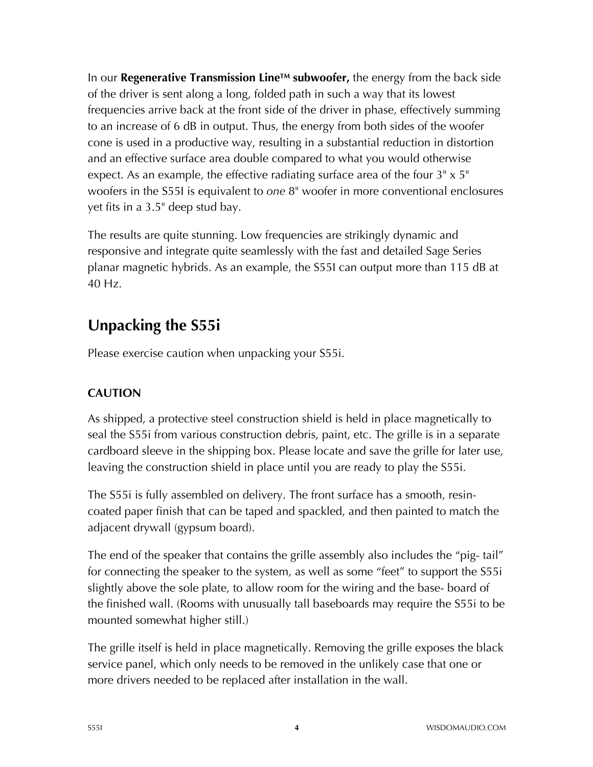In our **Regenerative Transmission Line™ subwoofer,** the energy from the back side of the driver is sent along a long, folded path in such a way that its lowest frequencies arrive back at the front side of the driver in phase, effectively summing to an increase of 6 dB in output. Thus, the energy from both sides of the woofer cone is used in a productive way, resulting in a substantial reduction in distortion and an effective surface area double compared to what you would otherwise expect. As an example, the effective radiating surface area of the four 3" x 5" woofers in the S55I is equivalent to *one* 8" woofer in more conventional enclosures yet fits in a 3.5" deep stud bay.

The results are quite stunning. Low frequencies are strikingly dynamic and responsive and integrate quite seamlessly with the fast and detailed Sage Series planar magnetic hybrids. As an example, the S55I can output more than 115 dB at 40 Hz.

## Unpacking the S55i

Please exercise caution when unpacking your S55i.

### CAUTION

As shipped, a protective steel construction shield is held in place magnetically to seal the S55i from various construction debris, paint, etc. The grille is in a separate cardboard sleeve in the shipping box. Please locate and save the grille for later use, leaving the construction shield in place until you are ready to play the S55i.

The S55i is fully assembled on delivery. The front surface has a smooth, resin-coated paper finish that can be taped and spackled, and then painted to match the adjacent drywall (gypsum board).

The end of the speaker that contains the grille assembly also includes the "pig- tail" for connecting the speaker to the system, as well as some "feet" to support the S55i slightly above the sole plate, to allow room for the wiring and the base- board of the finished wall. (Rooms with unusually tall baseboards may require the S55i to be mounted somewhat higher still.)

The grille itself is held in place magnetically. Removing the grille exposes the black service panel, which only needs to be removed in the unlikely case that one or more drivers needed to be replaced after installation in the wall.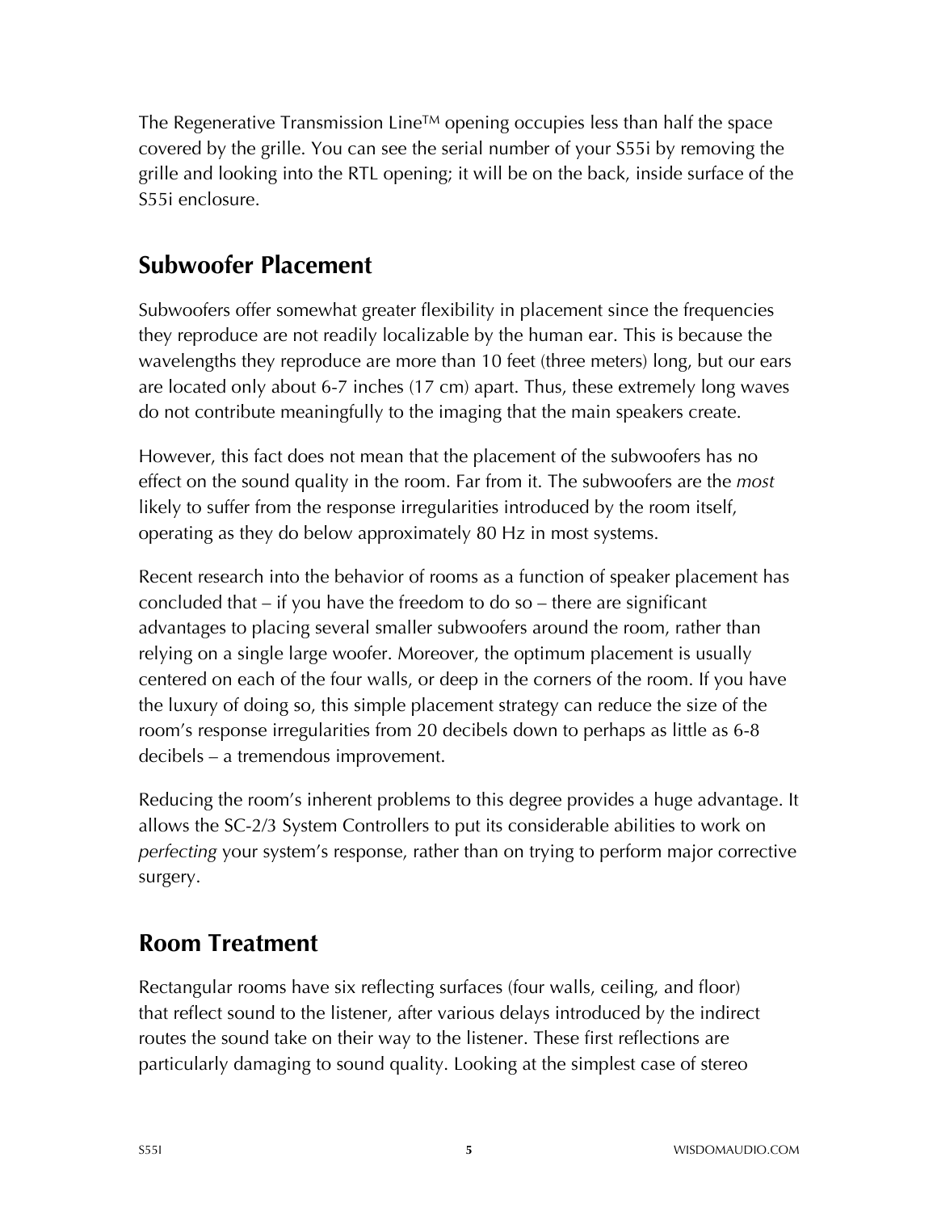The Regenerative Transmission Line™ opening occupies less than half the space covered by the grille. You can see the serial number of your S55i by removing the grille and looking into the RTL opening; it will be on the back, inside surface of the S55i enclosure.

## Subwoofer Placement

Subwoofers offer somewhat greater flexibility in placement since the frequencies they reproduce are not readily localizable by the human ear. This is because the wavelengths they reproduce are more than 10 feet (three meters) long, but our ears are located only about 6-7 inches (17 cm) apart. Thus, these extremely long waves do not contribute meaningfully to the imaging that the main speakers create.

However, this fact does not mean that the placement of the subwoofers has no effect on the sound quality in the room. Far from it. The subwoofers are the *most* likely to suffer from the response irregularities introduced by the room itself, operating as they do below approximately 80 Hz in most systems.

Recent research into the behavior of rooms as a function of speaker placement has concluded that – if you have the freedom to do so – there are significant advantages to placing several smaller subwoofers around the room, rather than relying on a single large woofer. Moreover, the optimum placement is usually centered on each of the four walls, or deep in the corners of the room. If you have the luxury of doing so, this simple placement strategy can reduce the size of the room's response irregularities from 20 decibels down to perhaps as little as 6-8 decibels – a tremendous improvement.

Reducing the room's inherent problems to this degree provides a huge advantage. It allows the SC-2/3 System Controllers to put its considerable abilities to work on *perfecting* your system's response, rather than on trying to perform major corrective surgery.

## Room Treatment

Rectangular rooms have six reflecting surfaces (four walls, ceiling, and floor) that reflect sound to the listener, after various delays introduced by the indirect routes the sound take on their way to the listener. These first reflections are particularly damaging to sound quality. Looking at the simplest case of stereo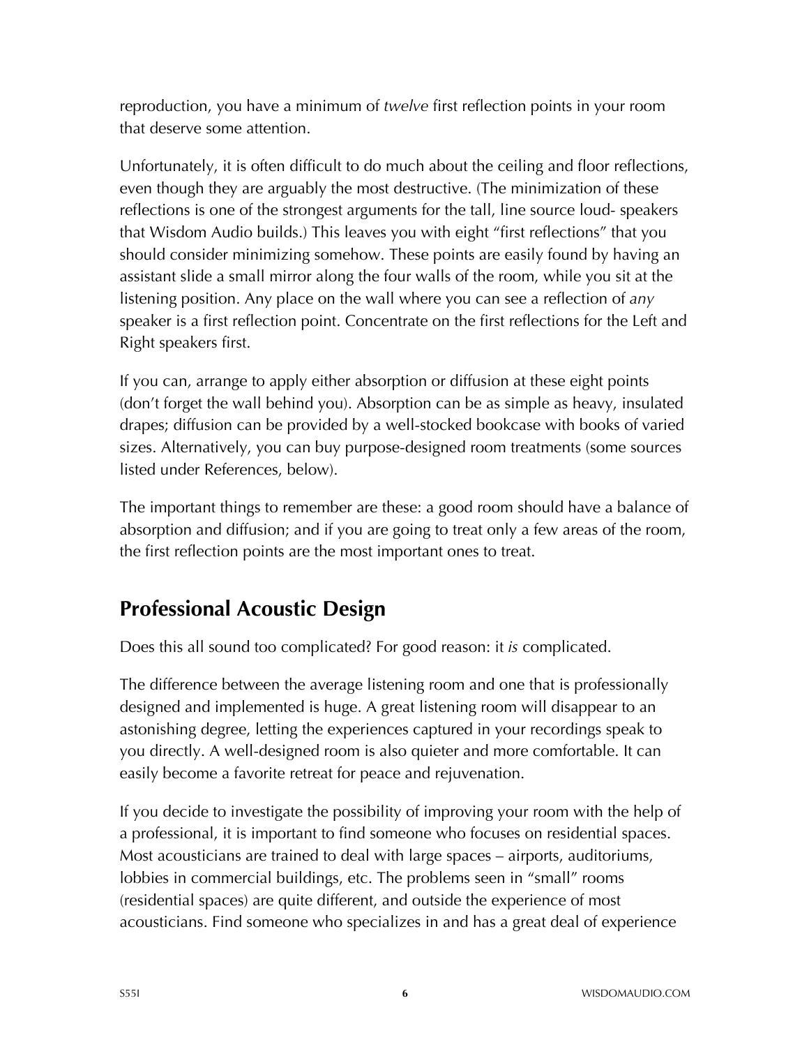reproduction, you have a minimum of *twelve* first reflection points in your room that deserve some attention.

Unfortunately, it is often difficult to do much about the ceiling and floor reflections, even though they are arguably the most destructive. (The minimization of these reflections is one of the strongest arguments for the tall, line source loud- speakers that Wisdom Audio builds.) This leaves you with eight "first reflections" that you should consider minimizing somehow. These points are easily found by having an assistant slide a small mirror along the four walls of the room, while you sit at the listening position. Any place on the wall where you can see a reflection of *any* speaker is a first reflection point. Concentrate on the first reflections for the Left and Right speakers first.

If you can, arrange to apply either absorption or diffusion at these eight points (don't forget the wall behind you). Absorption can be as simple as heavy, insulated drapes; diffusion can be provided by a well-stocked bookcase with books of varied sizes. Alternatively, you can buy purpose-designed room treatments (some sources listed under References, below).

The important things to remember are these: a good room should have a balance of absorption and diffusion; and if you are going to treat only a few areas of the room, the first reflection points are the most important ones to treat.

## Professional Acoustic Design

Does this all sound too complicated? For good reason: it *is* complicated.

The difference between the average listening room and one that is professionally designed and implemented is huge. A great listening room will disappear to an astonishing degree, letting the experiences captured in your recordings speak to you directly. A well-designed room is also quieter and more comfortable. It can easily become a favorite retreat for peace and rejuvenation.

If you decide to investigate the possibility of improving your room with the help of a professional, it is important to find someone who focuses on residential spaces. Most acousticians are trained to deal with large spaces – airports, auditoriums, lobbies in commercial buildings, etc. The problems seen in "small" rooms (residential spaces) are quite different, and outside the experience of most acousticians. Find someone who specializes in and has a great deal of experience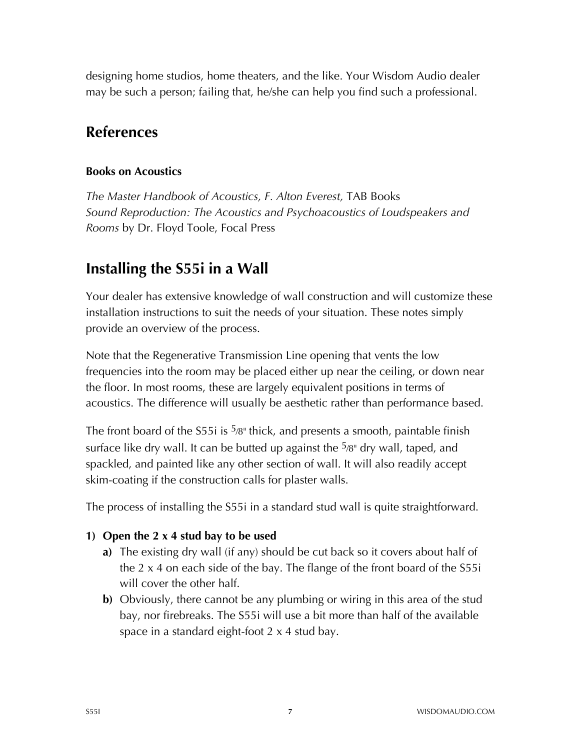designing home studios, home theaters, and the like. Your Wisdom Audio dealer may be such a person; failing that, he/she can help you find such a professional.

## References

### Books on Acoustics

*The Master Handbook of Acoustics, F. Alton Everest,* TAB Books
*Sound Reproduction: The Acoustics and Psychoacoustics of Loudspeakers and Rooms* by Dr. Floyd Toole, Focal Press

## Installing the S55i in a Wall

Your dealer has extensive knowledge of wall construction and will customize these installation instructions to suit the needs of your situation. These notes simply provide an overview of the process.

Note that the Regenerative Transmission Line opening that vents the low frequencies into the room may be placed either up near the ceiling, or down near the floor. In most rooms, these are largely equivalent positions in terms of acoustics. The difference will usually be aesthetic rather than performance based.

The front board of the S55i is 5/8" thick, and presents a smooth, paintable finish surface like dry wall. It can be butted up against the 5/8" dry wall, taped, and spackled, and painted like any other section of wall. It will also readily accept skim-coating if the construction calls for plaster walls.

The process of installing the S55i in a standard stud wall is quite straightforward.

1) **Open the 2 x 4 stud bay to be used**
   a) The existing dry wall (if any) should be cut back so it covers about half of the 2 x 4 on each side of the bay. The flange of the front board of the S55i will cover the other half.
   b) Obviously, there cannot be any plumbing or wiring in this area of the stud bay, nor firebreaks. The S55i will use a bit more than half of the available space in a standard eight-foot 2 x 4 stud bay.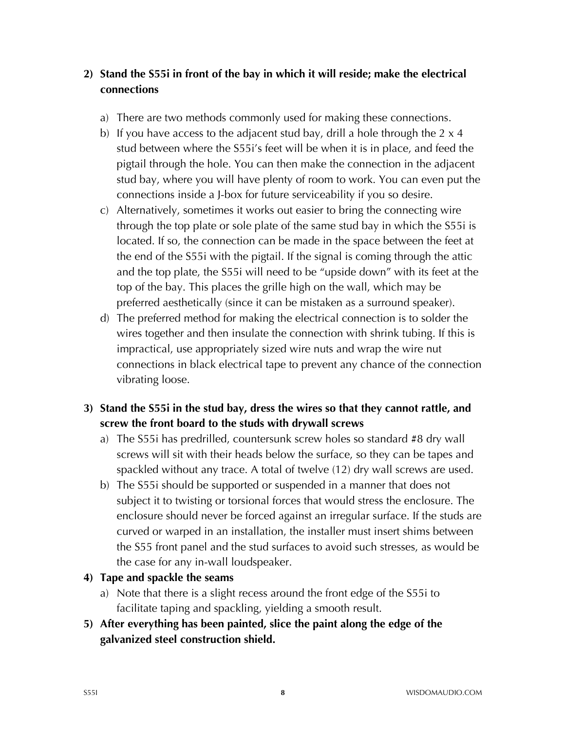2) **Stand the S55i in front of the bay in which it will reside; make the electrical connections**

   a) There are two methods commonly used for making these connections.
   b) If you have access to the adjacent stud bay, drill a hole through the 2 x 4 stud between where the S55i's feet will be when it is in place, and feed the pigtail through the hole. You can then make the connection in the adjacent stud bay, where you will have plenty of room to work. You can even put the connections inside a J-box for future serviceability if you so desire.
   c) Alternatively, sometimes it works out easier to bring the connecting wire through the top plate or sole plate of the same stud bay in which the S55i is located. If so, the connection can be made in the space between the feet at the end of the S55i with the pigtail. If the signal is coming through the attic and the top plate, the S55i will need to be "upside down" with its feet at the top of the bay. This places the grille high on the wall, which may be preferred aesthetically (since it can be mistaken as a surround speaker).
   d) The preferred method for making the electrical connection is to solder the wires together and then insulate the connection with shrink tubing. If this is impractical, use appropriately sized wire nuts and wrap the wire nut connections in black electrical tape to prevent any chance of the connection vibrating loose.

3) **Stand the S55i in the stud bay, dress the wires so that they cannot rattle, and screw the front board to the studs with drywall screws**
   a) The S55i has predrilled, countersunk screw holes so standard #8 dry wall screws will sit with their heads below the surface, so they can be tapes and spackled without any trace. A total of twelve (12) dry wall screws are used.
   b) The S55i should be supported or suspended in a manner that does not subject it to twisting or torsional forces that would stress the enclosure. The enclosure should never be forced against an irregular surface. If the studs are curved or warped in an installation, the installer must insert shims between the S55 front panel and the stud surfaces to avoid such stresses, as would be the case for any in-wall loudspeaker.
4) **Tape and spackle the seams**
   a) Note that there is a slight recess around the front edge of the S55i to facilitate taping and spackling, yielding a smooth result.
5) **After everything has been painted, slice the paint along the edge of the galvanized steel construction shield.**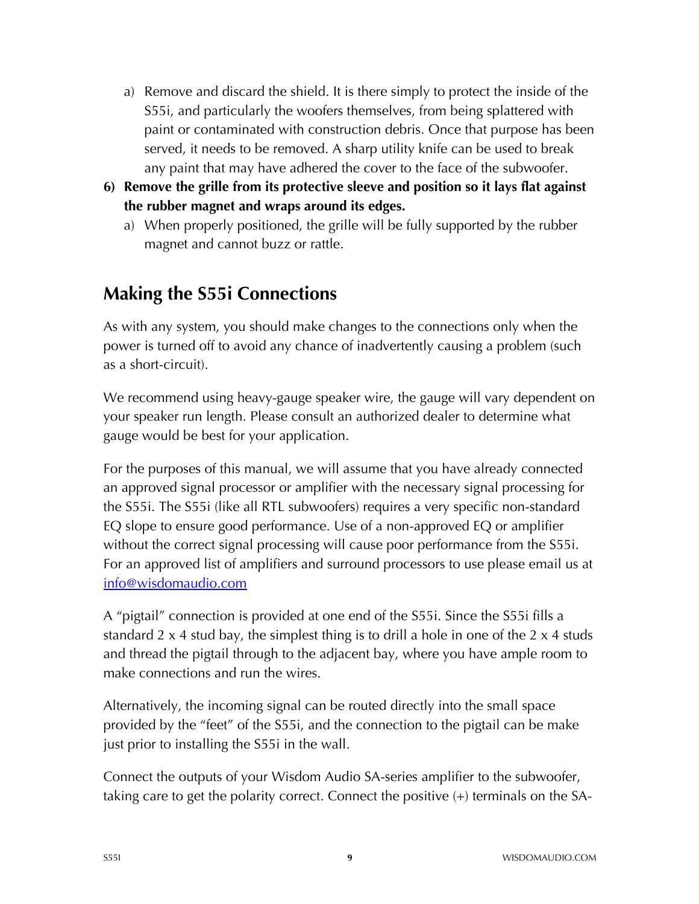a) Remove and discard the shield. It is there simply to protect the inside of the S55i, and particularly the woofers themselves, from being splattered with paint or contaminated with construction debris. Once that purpose has been served, it needs to be removed. A sharp utility knife can be used to break any paint that may have adhered the cover to the face of the subwoofer.

6) **Remove the grille from its protective sleeve and position so it lays flat against the rubber magnet and wraps around its edges.**
   a) When properly positioned, the grille will be fully supported by the rubber magnet and cannot buzz or rattle.

## Making the S55i Connections

As with any system, you should make changes to the connections only when the power is turned off to avoid any chance of inadvertently causing a problem (such as a short-circuit).

We recommend using heavy-gauge speaker wire, the gauge will vary dependent on your speaker run length. Please consult an authorized dealer to determine what gauge would be best for your application.

For the purposes of this manual, we will assume that you have already connected an approved signal processor or amplifier with the necessary signal processing for the S55i. The S55i (like all RTL subwoofers) requires a very specific non-standard EQ slope to ensure good performance. Use of a non-approved EQ or amplifier without the correct signal processing will cause poor performance from the S55i. For an approved list of amplifiers and surround processors to use please email us at info@wisdomaudio.com

A "pigtail" connection is provided at one end of the S55i. Since the S55i fills a standard 2 x 4 stud bay, the simplest thing is to drill a hole in one of the 2 x 4 studs and thread the pigtail through to the adjacent bay, where you have ample room to make connections and run the wires.

Alternatively, the incoming signal can be routed directly into the small space provided by the "feet" of the S55i, and the connection to the pigtail can be make just prior to installing the S55i in the wall.

Connect the outputs of your Wisdom Audio SA-series amplifier to the subwoofer, taking care to get the polarity correct. Connect the positive (+) terminals on the SA-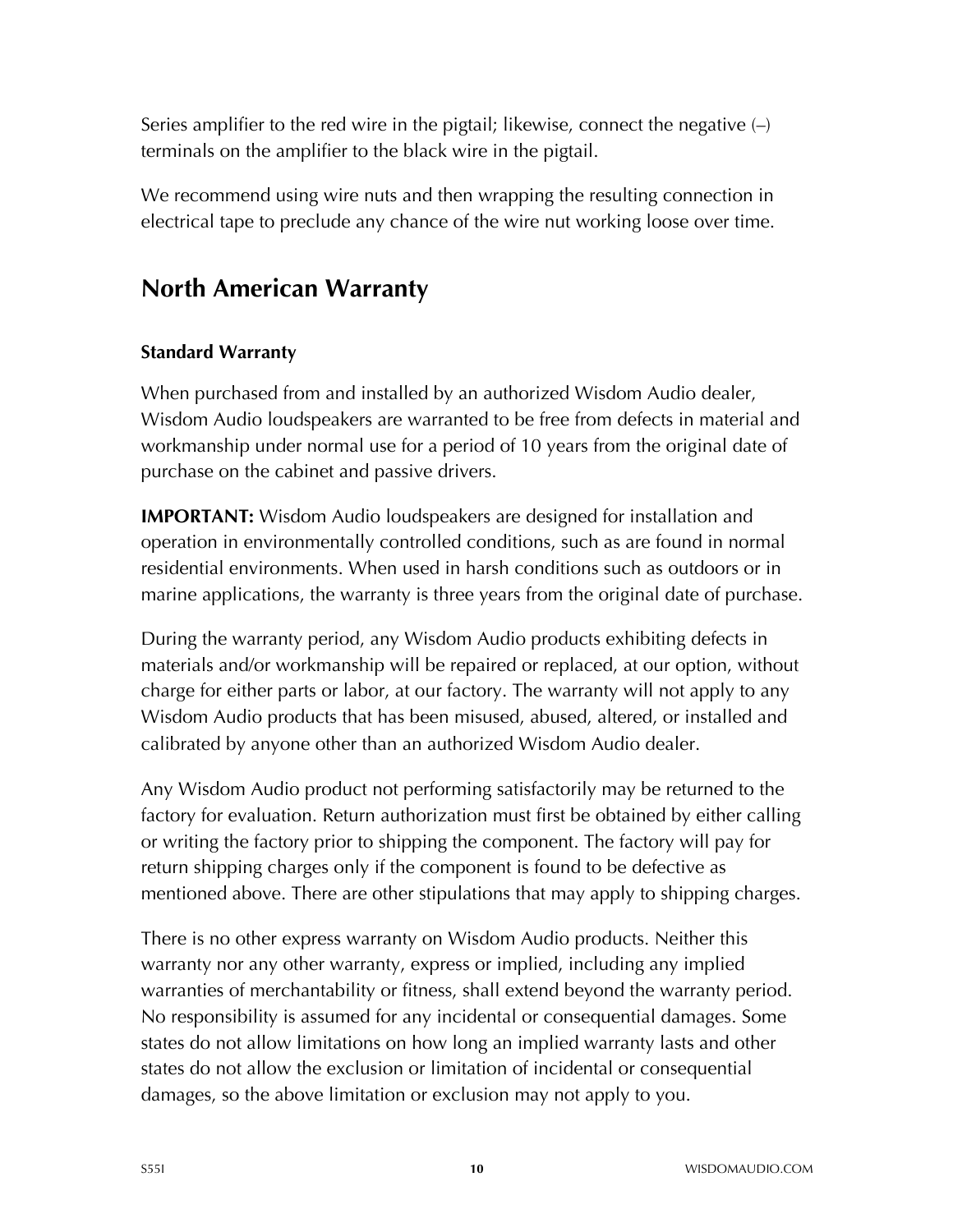Series amplifier to the red wire in the pigtail; likewise, connect the negative (–) terminals on the amplifier to the black wire in the pigtail.

We recommend using wire nuts and then wrapping the resulting connection in electrical tape to preclude any chance of the wire nut working loose over time.

## North American Warranty

### Standard Warranty

When purchased from and installed by an authorized Wisdom Audio dealer, Wisdom Audio loudspeakers are warranted to be free from defects in material and workmanship under normal use for a period of 10 years from the original date of purchase on the cabinet and passive drivers.

**IMPORTANT:** Wisdom Audio loudspeakers are designed for installation and operation in environmentally controlled conditions, such as are found in normal residential environments. When used in harsh conditions such as outdoors or in marine applications, the warranty is three years from the original date of purchase.

During the warranty period, any Wisdom Audio products exhibiting defects in materials and/or workmanship will be repaired or replaced, at our option, without charge for either parts or labor, at our factory. The warranty will not apply to any Wisdom Audio products that has been misused, abused, altered, or installed and calibrated by anyone other than an authorized Wisdom Audio dealer.

Any Wisdom Audio product not performing satisfactorily may be returned to the factory for evaluation. Return authorization must first be obtained by either calling or writing the factory prior to shipping the component. The factory will pay for return shipping charges only if the component is found to be defective as mentioned above. There are other stipulations that may apply to shipping charges.

There is no other express warranty on Wisdom Audio products. Neither this warranty nor any other warranty, express or implied, including any implied warranties of merchantability or fitness, shall extend beyond the warranty period. No responsibility is assumed for any incidental or consequential damages. Some states do not allow limitations on how long an implied warranty lasts and other states do not allow the exclusion or limitation of incidental or consequential damages, so the above limitation or exclusion may not apply to you.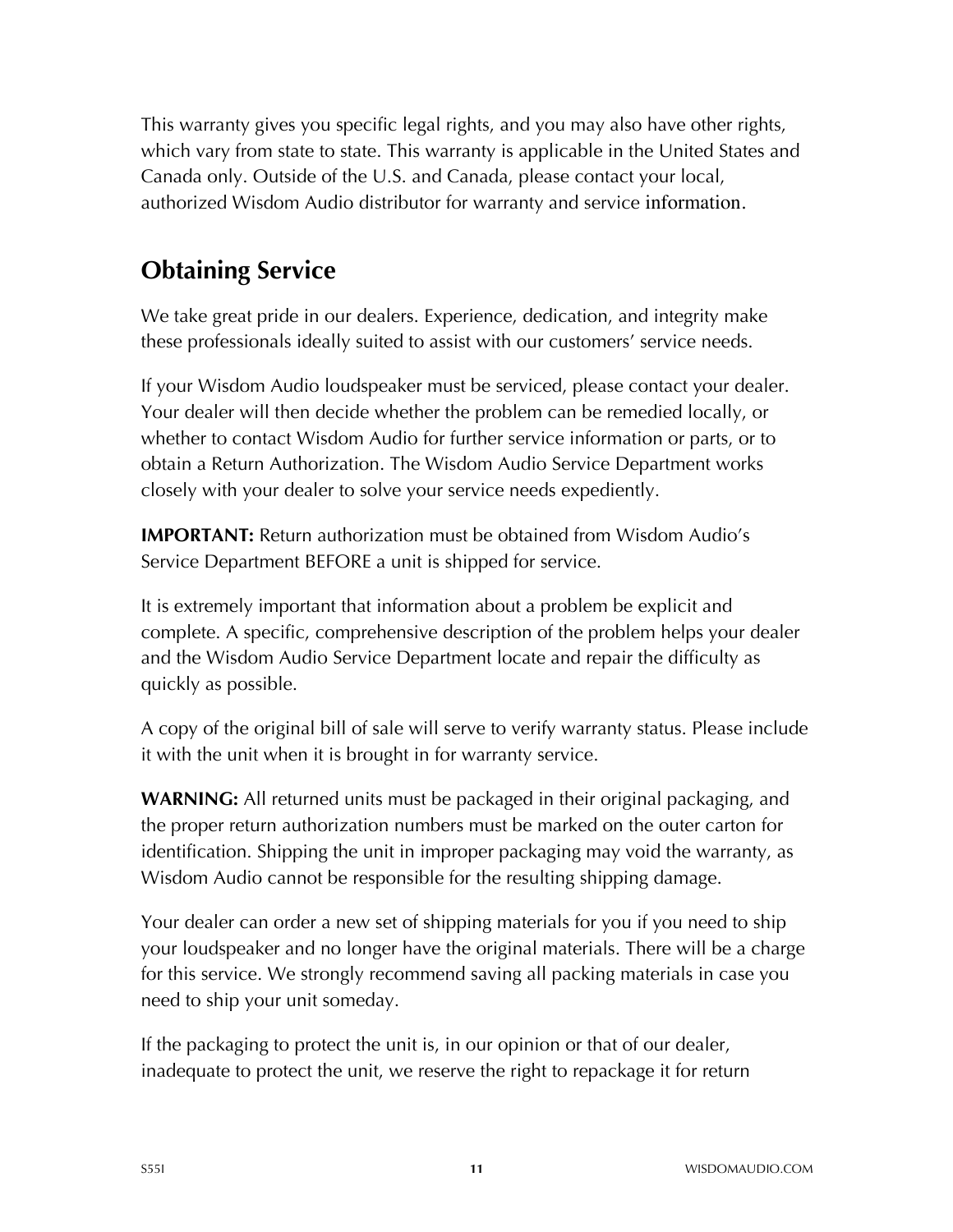This warranty gives you specific legal rights, and you may also have other rights, which vary from state to state. This warranty is applicable in the United States and Canada only. Outside of the U.S. and Canada, please contact your local, authorized Wisdom Audio distributor for warranty and service information.

## Obtaining Service

We take great pride in our dealers. Experience, dedication, and integrity make these professionals ideally suited to assist with our customers' service needs.

If your Wisdom Audio loudspeaker must be serviced, please contact your dealer. Your dealer will then decide whether the problem can be remedied locally, or whether to contact Wisdom Audio for further service information or parts, or to obtain a Return Authorization. The Wisdom Audio Service Department works closely with your dealer to solve your service needs expediently.

**IMPORTANT:** Return authorization must be obtained from Wisdom Audio's Service Department BEFORE a unit is shipped for service.

It is extremely important that information about a problem be explicit and complete. A specific, comprehensive description of the problem helps your dealer and the Wisdom Audio Service Department locate and repair the difficulty as quickly as possible.

A copy of the original bill of sale will serve to verify warranty status. Please include it with the unit when it is brought in for warranty service.

**WARNING:** All returned units must be packaged in their original packaging, and the proper return authorization numbers must be marked on the outer carton for identification. Shipping the unit in improper packaging may void the warranty, as Wisdom Audio cannot be responsible for the resulting shipping damage.

Your dealer can order a new set of shipping materials for you if you need to ship your loudspeaker and no longer have the original materials. There will be a charge for this service. We strongly recommend saving all packing materials in case you need to ship your unit someday.

If the packaging to protect the unit is, in our opinion or that of our dealer, inadequate to protect the unit, we reserve the right to repackage it for return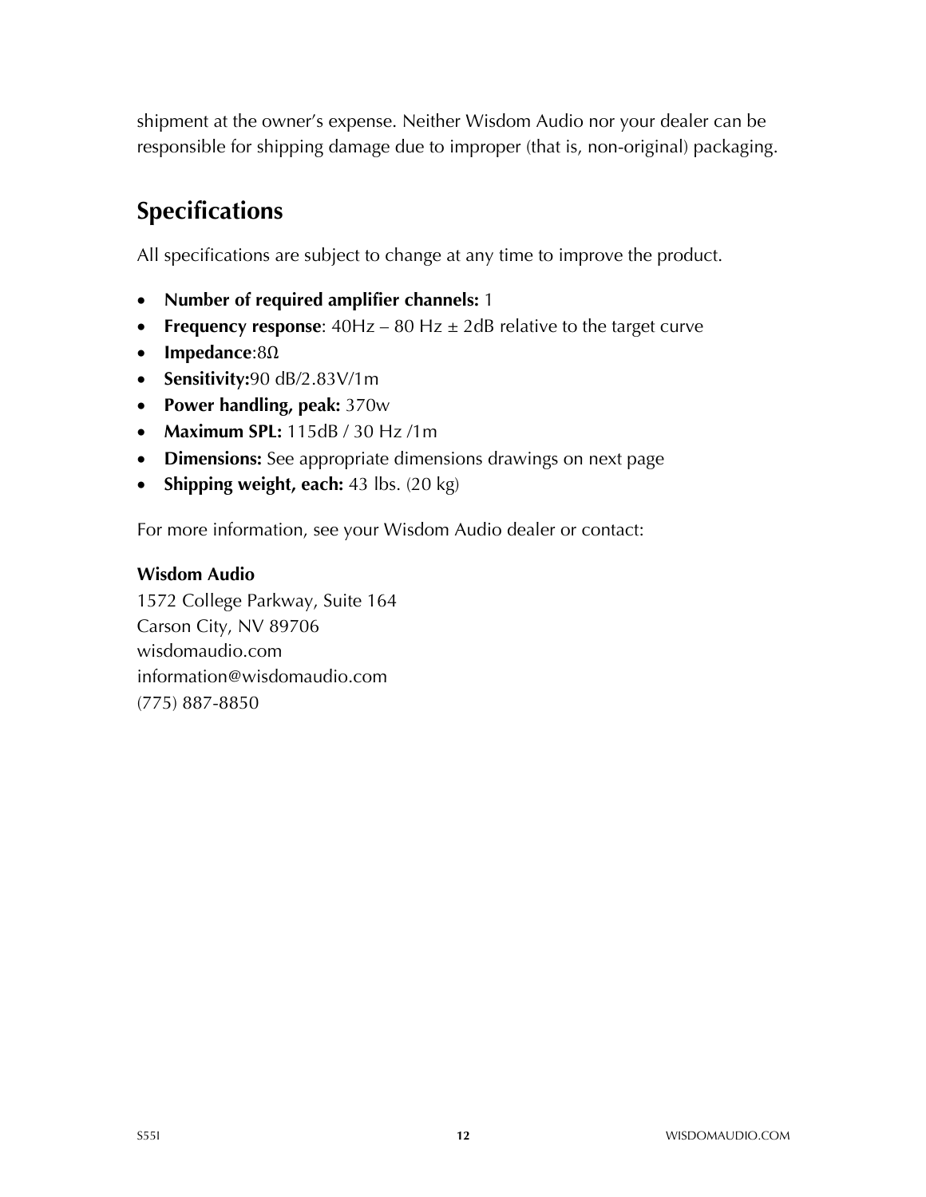shipment at the owner's expense. Neither Wisdom Audio nor your dealer can be responsible for shipping damage due to improper (that is, non-original) packaging.

## Specifications

All specifications are subject to change at any time to improve the product.

- **Number of required amplifier channels:** 1
- **Frequency response**: 40Hz – 80 Hz ± 2dB relative to the target curve
- **Impedance**:8Ω
- **Sensitivity:**90 dB/2.83V/1m
- **Power handling, peak:** 370w
- **Maximum SPL:** 115dB / 30 Hz /1m
- **Dimensions:** See appropriate dimensions drawings on next page
- **Shipping weight, each:** 43 lbs. (20 kg)

For more information, see your Wisdom Audio dealer or contact:

**Wisdom Audio**
1572 College Parkway, Suite 164
Carson City, NV 89706
wisdomaudio.com
information@wisdomaudio.com
(775) 887-8850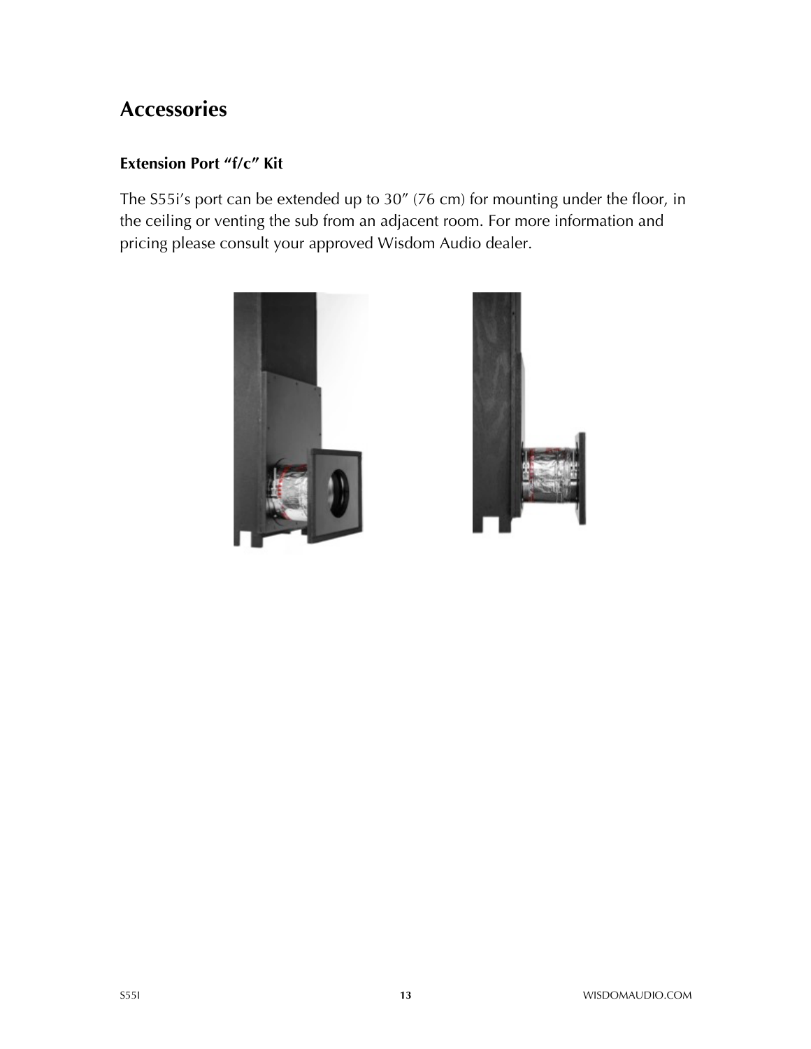# Accessories

## Extension Port "f/c" Kit

The S55i's port can be extended up to 30" (76 cm) for mounting under the floor, in the ceiling or venting the sub from an adjacent room. For more information and pricing please consult your approved Wisdom Audio dealer.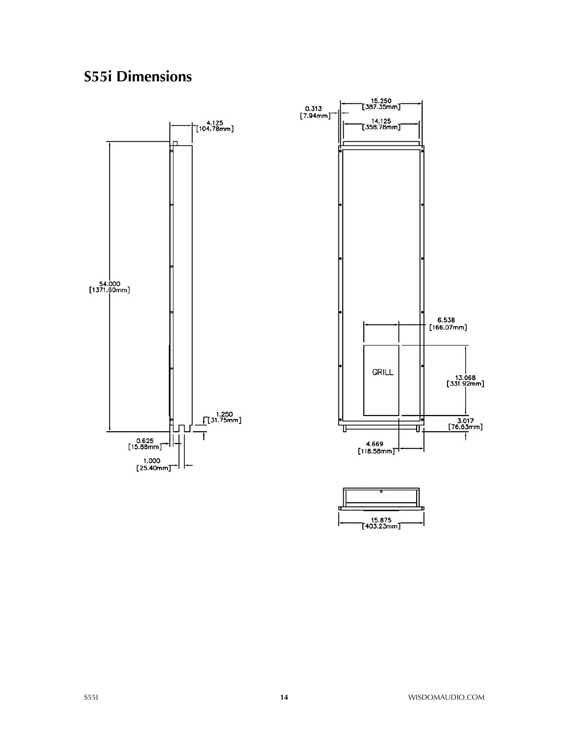# S55i Dimensions

4.125
[104.78mm]

54.000
[1371.60mm]

1.250
[31.75mm]

0.625
[15.88mm]

1.000
[25.40mm]

0.313
[7.94mm]

15.250
[387.35mm]

14.125
[358.78mm]

6.538
[166.07mm]

GRILL

13.068
[331.92mm]

3.017
[76.63mm]

4.669
[118.58mm]

15.875
[403.23mm]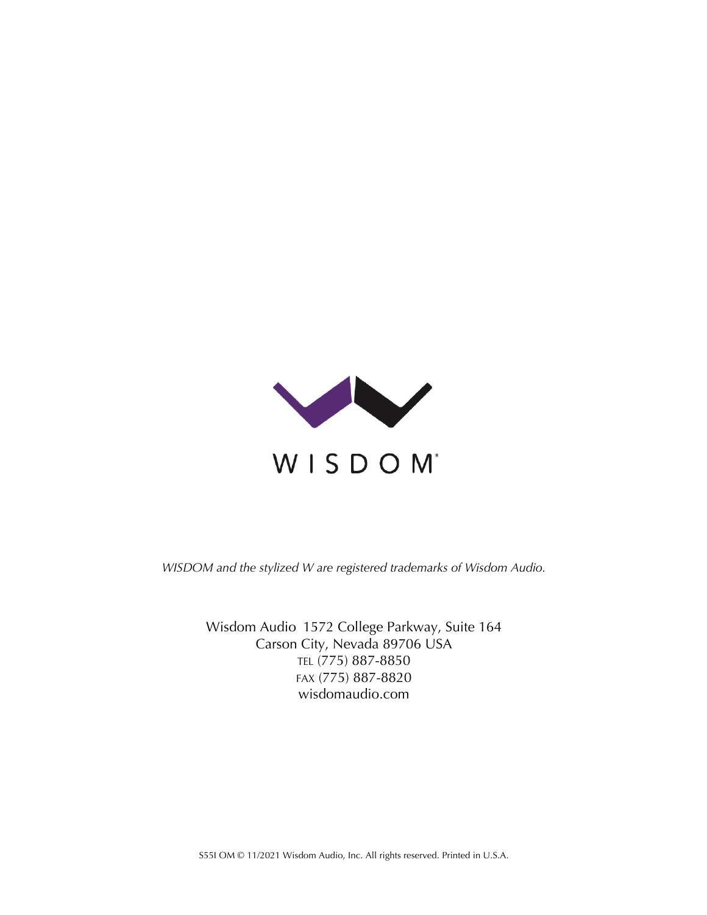WISDOM®

*WISDOM and the stylized W are registered trademarks of Wisdom Audio.*

Wisdom Audio  1572 College Parkway, Suite 164
Carson City, Nevada 89706 USA
TEL (775) 887-8850
FAX (775) 887-8820
wisdomaudio.com

S55I OM © 11/2021 Wisdom Audio, Inc. All rights reserved. Printed in U.S.A.